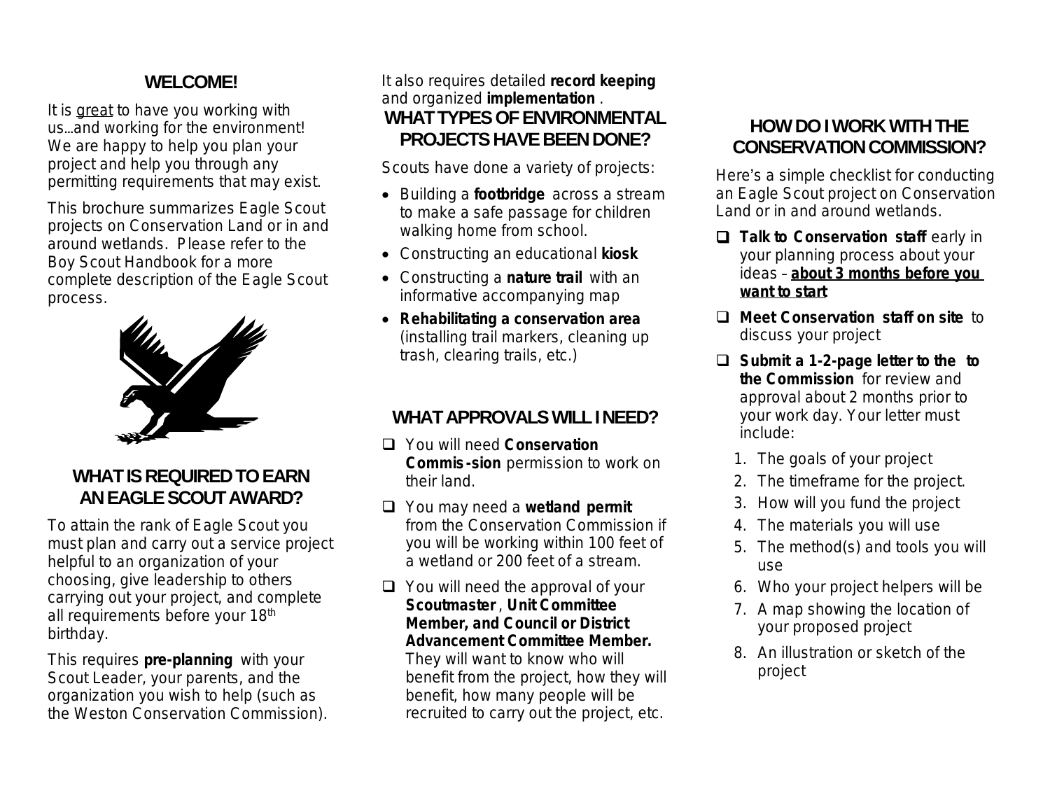## WELCOME!

It is great to have you working with us...and working for the environment! We are happy to help you plan your project and help you through any permitting requirements that may exist.

This brochure summarizes Eagle Scout projects on Conservation Land or in and around wetlands. Please refer to the Boy Scout Handbook for a more complete description of the Eagle Scout process.

## WHAT IS REQUIRED TO EARN AN EAGLE SCOUT AWARD?

To attain the rank of Eagle Scout you must plan and carry out a service project helpful to an organization of your choosing, give leadership to others carrying out your project, and complete all requirements before your 18th birthday.

This requires **pre-planning** with your Scout Leader, your parents, and the organization you wish to help (such as the Weston Conservation Commission).

It also requires detailed **record keeping** and organized **implementation**.

## WHAT TYPES OF ENVIRONMENTAL PROJECTS HAVE BEEN DONE?

Scouts have done a variety of projects:

- Building a **footbridge** across a stream to make a safe passage for children walking home from school.
- Constructing an educational **kiosk**
- Constructing a **nature trail** with an informative accompanying map
- **Rehabilitating a conservation area** (installing trail markers, cleaning up trash, clearing trails, etc.)

## WHAT APPROVALS WILL I NEED?

- ❑ You will need **Conservation Commis-sion** permission to work on their land.
- ❑ You may need a **wetland permit** from the Conservation Commission if you will be working within 100 feet of a wetland or 200 feet of a stream.
- ❑ You will need the approval of your **Scoutmaster**, **Unit Committee Member, and Council or District Advancement Committee Member.** They will want to know who will benefit from the project, how they will benefit, how many people will be recruited to carry out the project, etc.

## HOW DO I WORK WITH THE CONSERVATION COMMISSION?

Here's a simple checklist for conducting an Eagle Scout project on Conservation Land or in and around wetlands.

- ❑ **Talk to Conservation staff** early in your planning process about your ideas – **<u>about 3 months before you want to start</u>**.
- ❑ **Meet Conservation staff on site** to discuss your project
- ❑ **Submit a 1-2-page letter to the to the Commission** for review and approval about 2 months prior to your work day. Your letter must include:
  1. The goals of your project
  2. The timeframe for the project.
  3. How will you fund the project
  4. The materials you will use
  5. The method(s) and tools you will use
  6. Who your project helpers will be
  7. A map showing the location of your proposed project
  8. An illustration or sketch of the project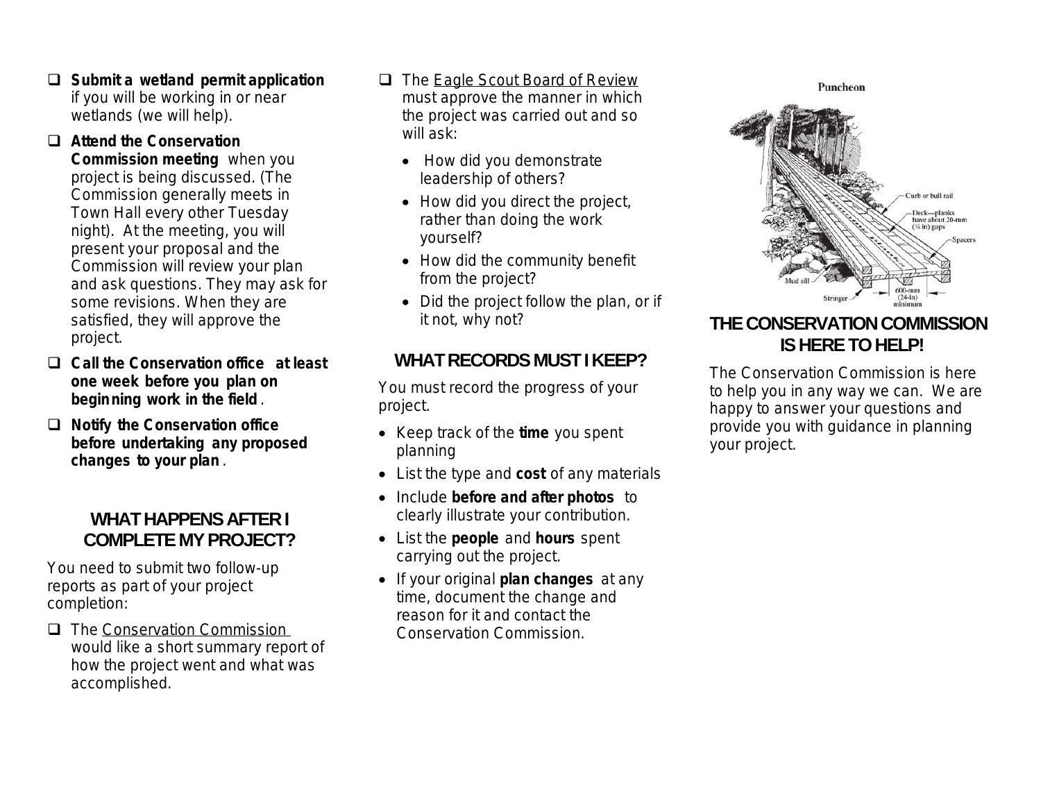- ❑ **Submit a wetland permit application** if you will be working in or near wetlands (we will help).
- ❑ **Attend the Conservation Commission meeting** when you project is being discussed. (The Commission generally meets in Town Hall every other Tuesday night). At the meeting, you will present your proposal and the Commission will review your plan and ask questions. They may ask for some revisions. When they are satisfied, they will approve the project.
- ❑ **Call the Conservation office at least one week before you plan on beginning work in the field**.
- ❑ **Notify the Conservation office before undertaking any proposed changes to your plan**.

## WHAT HAPPENS AFTER I COMPLETE MY PROJECT?

You need to submit two follow-up reports as part of your project completion:

- ❑ The Conservation Commission would like a short summary report of how the project went and what was accomplished.
- ❑ The Eagle Scout Board of Review must approve the manner in which the project was carried out and so will ask:
  - How did you demonstrate leadership of others?
  - How did you direct the project, rather than doing the work yourself?
  - How did the community benefit from the project?
  - Did the project follow the plan, or if it not, why not?

## WHAT RECORDS MUST I KEEP?

You must record the progress of your project.

- Keep track of the **time** you spent planning
- List the type and **cost** of any materials
- Include **before and after photos** to clearly illustrate your contribution.
- List the **people** and **hours** spent carrying out the project.
- If your original **plan changes** at any time, document the change and reason for it and contact the Conservation Commission.

Puncheon

Curb or bull rail

Deck—planks have about 20-mm (¾ in) gaps

Spacers

Mud sill

Stringer

600-mm (24-in) minimum

## THE CONSERVATION COMMISSION IS HERE TO HELP!

The Conservation Commission is here to help you in any way we can. We are happy to answer your questions and provide you with guidance in planning your project.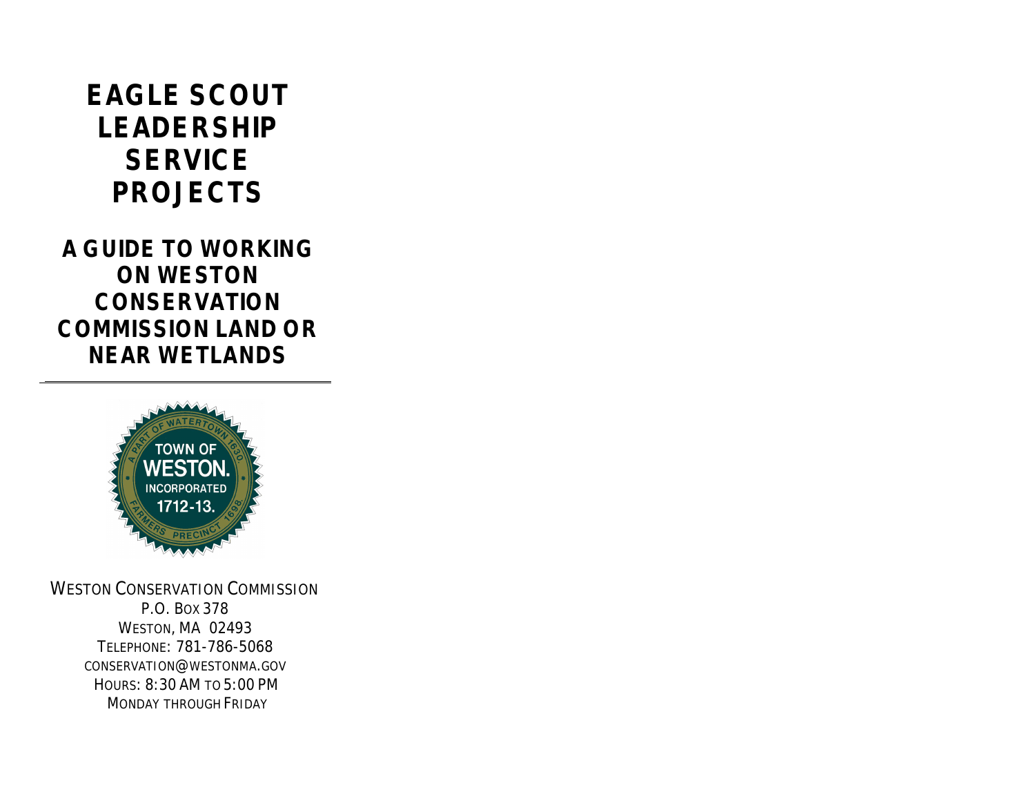# EAGLE SCOUT LEADERSHIP SERVICE PROJECTS

## A GUIDE TO WORKING ON WESTON CONSERVATION COMMISSION LAND OR NEAR WETLANDS

---

WESTON CONSERVATION COMMISSION
P.O. BOX 378
WESTON, MA 02493
TELEPHONE: 781-786-5068
CONSERVATION@WESTONMA.GOV
HOURS: 8:30 AM TO 5:00 PM
MONDAY THROUGH FRIDAY